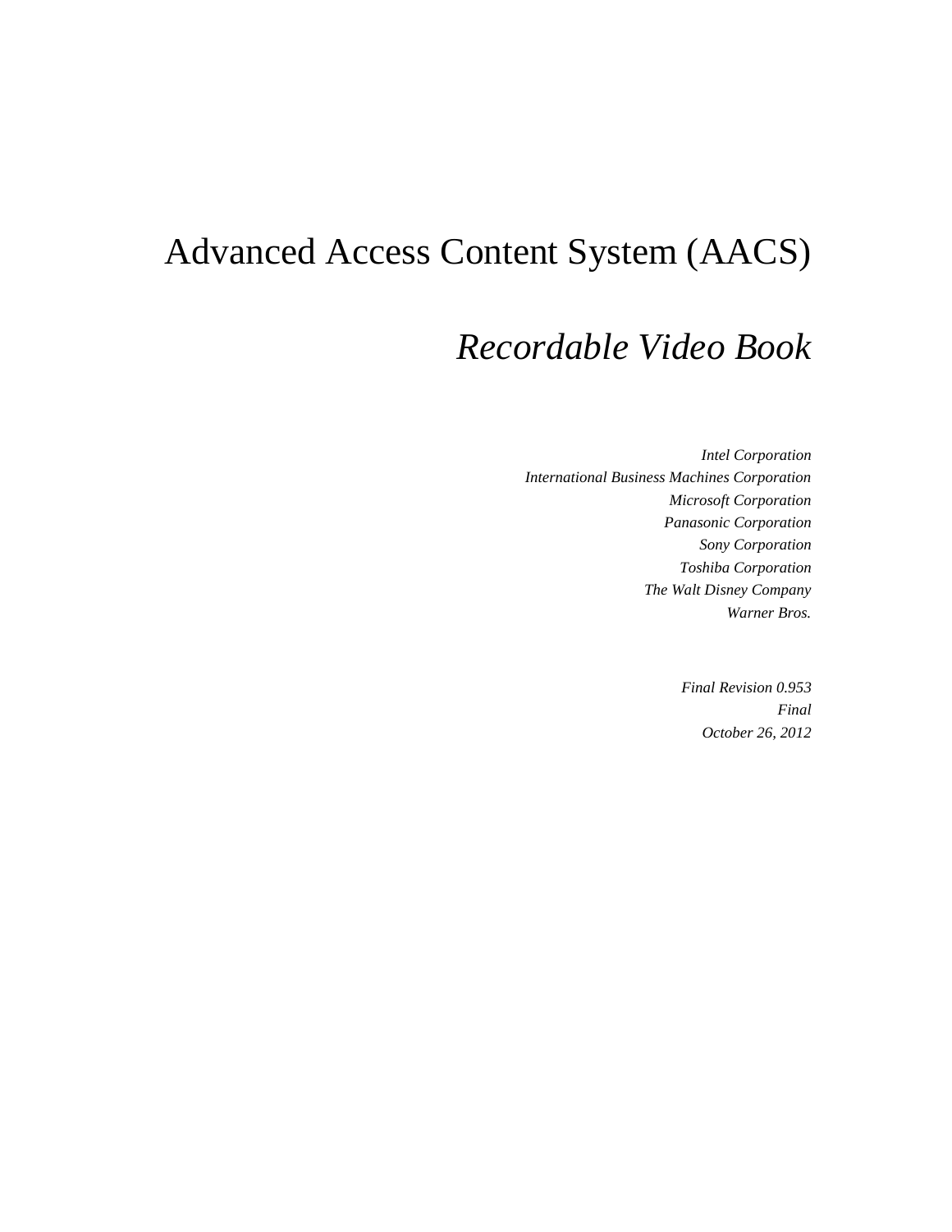# Advanced Access Content System (AACS)

## *Recordable Video Book*

*Intel Corporation*
*International Business Machines Corporation*
*Microsoft Corporation*
*Panasonic Corporation*
*Sony Corporation*
*Toshiba Corporation*
*The Walt Disney Company*
*Warner Bros.*

*Final Revision 0.953*
*Final*
*October 26, 2012*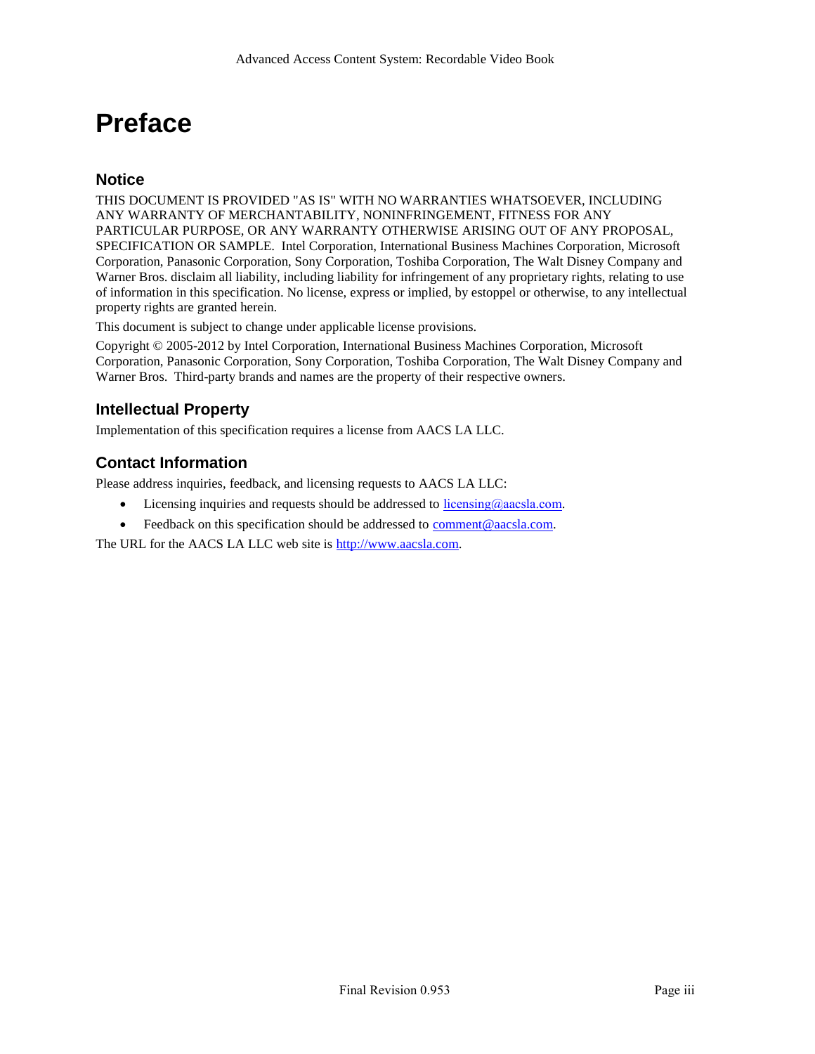# Preface

## Notice

THIS DOCUMENT IS PROVIDED "AS IS" WITH NO WARRANTIES WHATSOEVER, INCLUDING ANY WARRANTY OF MERCHANTABILITY, NONINFRINGEMENT, FITNESS FOR ANY PARTICULAR PURPOSE, OR ANY WARRANTY OTHERWISE ARISING OUT OF ANY PROPOSAL, SPECIFICATION OR SAMPLE. Intel Corporation, International Business Machines Corporation, Microsoft Corporation, Panasonic Corporation, Sony Corporation, Toshiba Corporation, The Walt Disney Company and Warner Bros. disclaim all liability, including liability for infringement of any proprietary rights, relating to use of information in this specification. No license, express or implied, by estoppel or otherwise, to any intellectual property rights are granted herein.

This document is subject to change under applicable license provisions.

Copyright © 2005-2012 by Intel Corporation, International Business Machines Corporation, Microsoft Corporation, Panasonic Corporation, Sony Corporation, Toshiba Corporation, The Walt Disney Company and Warner Bros. Third-party brands and names are the property of their respective owners.

## Intellectual Property

Implementation of this specification requires a license from AACS LA LLC.

## Contact Information

Please address inquiries, feedback, and licensing requests to AACS LA LLC:

- Licensing inquiries and requests should be addressed to licensing@aacsla.com.
- Feedback on this specification should be addressed to comment@aacsla.com.

The URL for the AACS LA LLC web site is http://www.aacsla.com.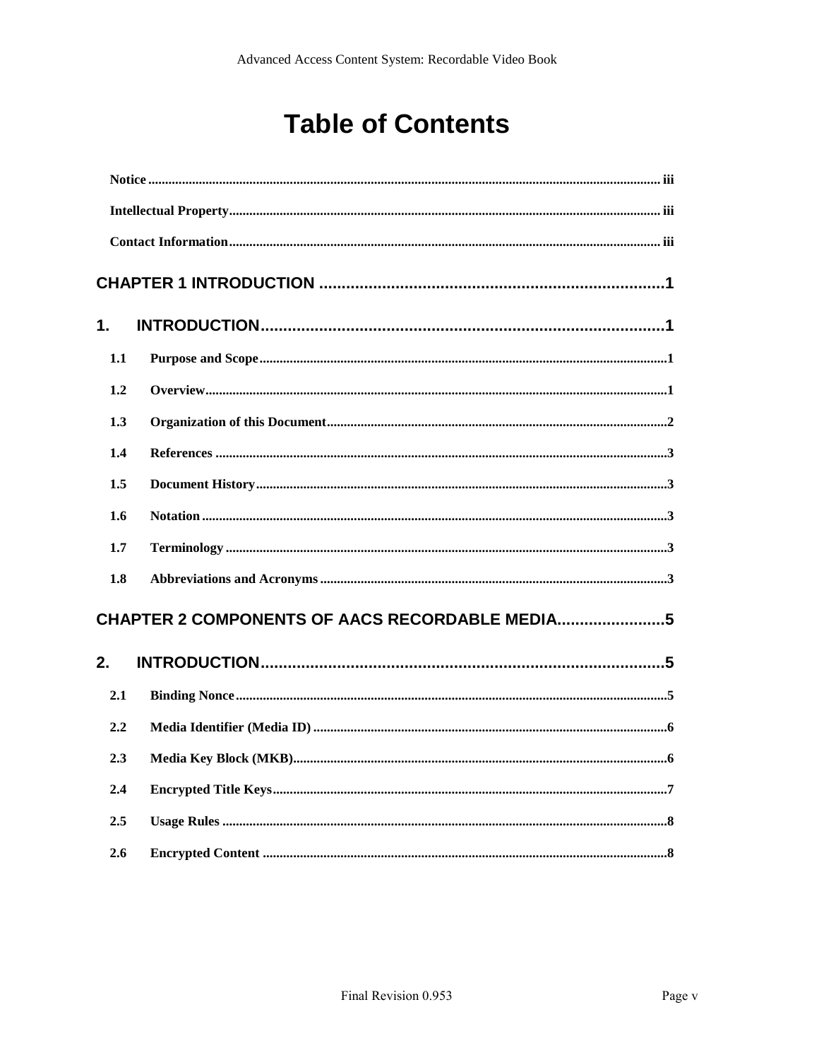# Table of Contents

Notice ..... iii

Intellectual Property ..... iii

Contact Information ..... iii

**CHAPTER 1 INTRODUCTION ..... 1**

**1. INTRODUCTION ..... 1**

1.1 Purpose and Scope ..... 1

1.2 Overview ..... 1

1.3 Organization of this Document ..... 2

1.4 References ..... 3

1.5 Document History ..... 3

1.6 Notation ..... 3

1.7 Terminology ..... 3

1.8 Abbreviations and Acronyms ..... 3

**CHAPTER 2 COMPONENTS OF AACS RECORDABLE MEDIA ..... 5**

**2. INTRODUCTION ..... 5**

2.1 Binding Nonce ..... 5

2.2 Media Identifier (Media ID) ..... 6

2.3 Media Key Block (MKB) ..... 6

2.4 Encrypted Title Keys ..... 7

2.5 Usage Rules ..... 8

2.6 Encrypted Content ..... 8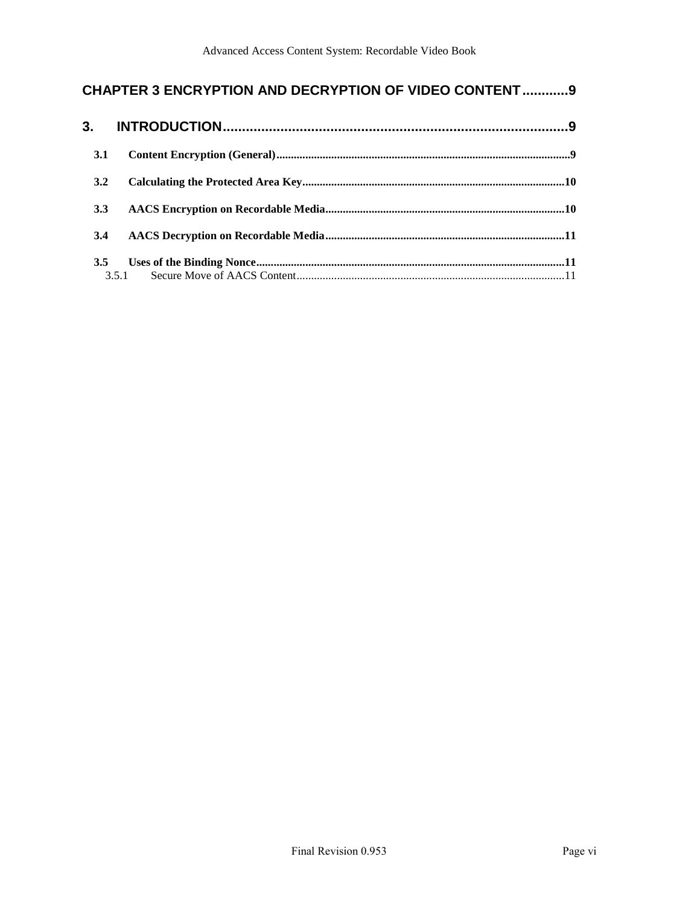**CHAPTER 3 ENCRYPTION AND DECRYPTION OF VIDEO CONTENT............9**

**3. INTRODUCTION..........................................................................................9**

**3.1 Content Encryption (General).....................................................................................................9**

**3.2 Calculating the Protected Area Key..........................................................................................10**

**3.3 AACS Encryption on Recordable Media..................................................................................10**

**3.4 AACS Decryption on Recordable Media..................................................................................11**

**3.5 Uses of the Binding Nonce..........................................................................................................11**

3.5.1 Secure Move of AACS Content............................................................................................11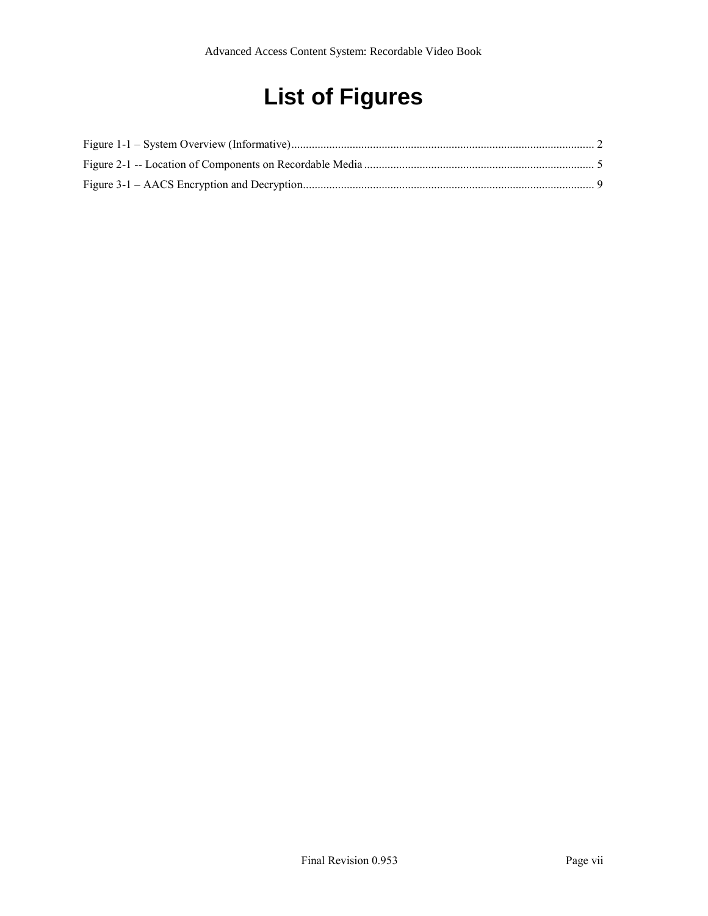# List of Figures

Figure 1-1 – System Overview (Informative)........................................................................................................ 2

Figure 2-1 -- Location of Components on Recordable Media .............................................................................. 5

Figure 3-1 – AACS Encryption and Decryption.................................................................................................... 9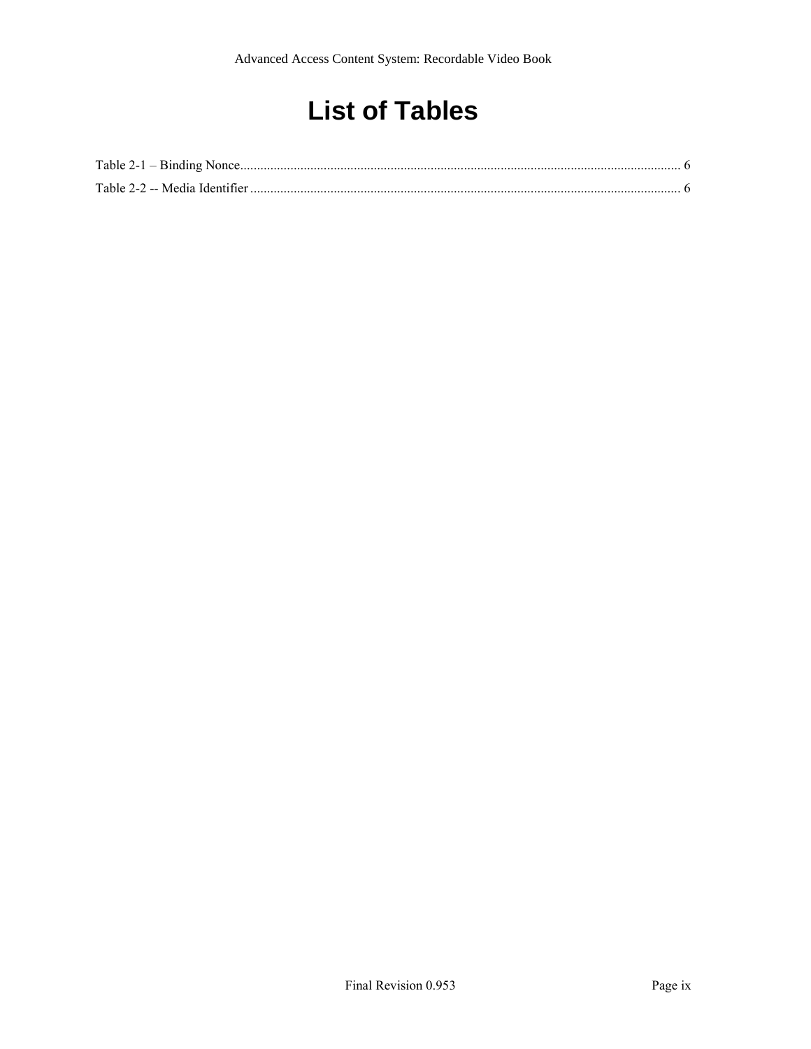# List of Tables

Table 2-1 – Binding Nonce.................................................................................................................................... 6

Table 2-2 -- Media Identifier................................................................................................................................. 6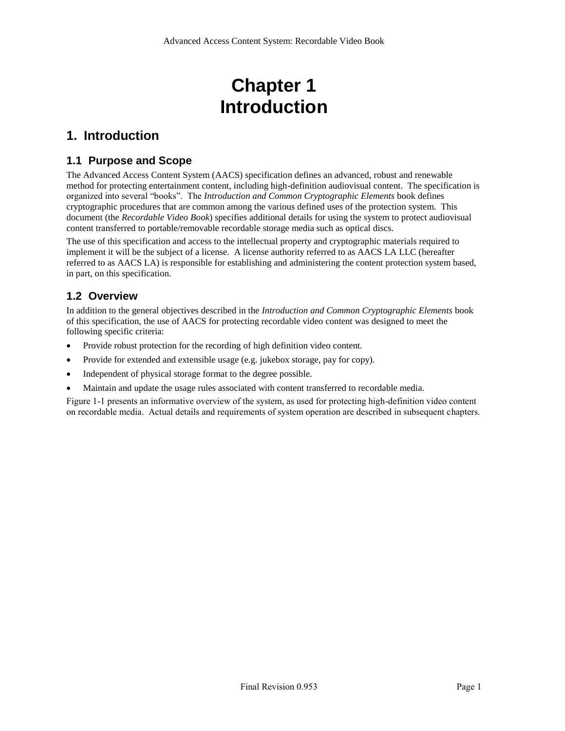# Chapter 1
# Introduction

## 1. Introduction

### 1.1 Purpose and Scope

The Advanced Access Content System (AACS) specification defines an advanced, robust and renewable method for protecting entertainment content, including high-definition audiovisual content. The specification is organized into several "books". The *Introduction and Common Cryptographic Elements* book defines cryptographic procedures that are common among the various defined uses of the protection system. This document (the *Recordable Video Book*) specifies additional details for using the system to protect audiovisual content transferred to portable/removable recordable storage media such as optical discs.

The use of this specification and access to the intellectual property and cryptographic materials required to implement it will be the subject of a license. A license authority referred to as AACS LA LLC (hereafter referred to as AACS LA) is responsible for establishing and administering the content protection system based, in part, on this specification.

### 1.2 Overview

In addition to the general objectives described in the *Introduction and Common Cryptographic Elements* book of this specification, the use of AACS for protecting recordable video content was designed to meet the following specific criteria:

- Provide robust protection for the recording of high definition video content.
- Provide for extended and extensible usage (e.g. jukebox storage, pay for copy).
- Independent of physical storage format to the degree possible.
- Maintain and update the usage rules associated with content transferred to recordable media.

Figure 1-1 presents an informative overview of the system, as used for protecting high-definition video content on recordable media. Actual details and requirements of system operation are described in subsequent chapters.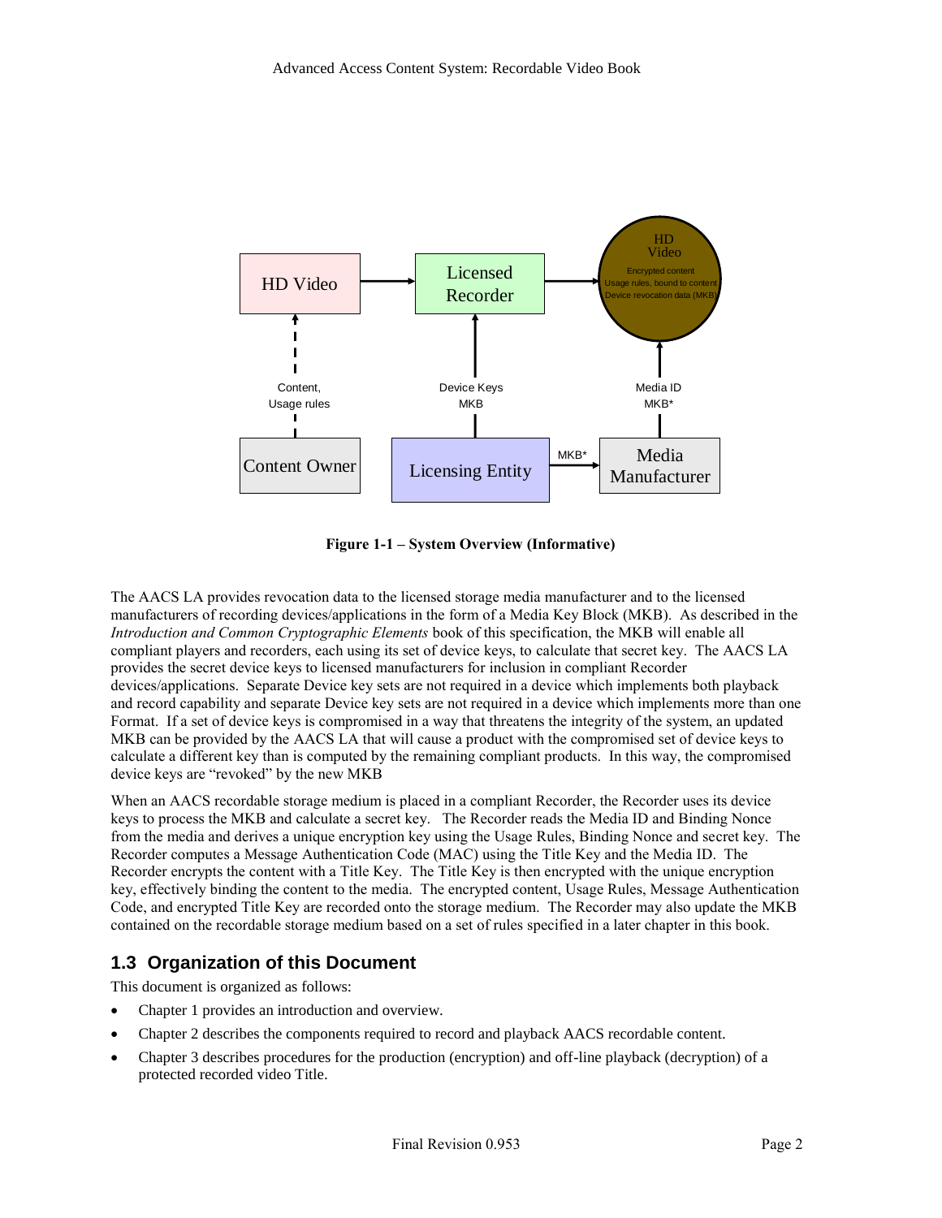Figure 1-1 – System Overview (Informative)

The AACS LA provides revocation data to the licensed storage media manufacturer and to the licensed manufacturers of recording devices/applications in the form of a Media Key Block (MKB). As described in the *Introduction and Common Cryptographic Elements* book of this specification, the MKB will enable all compliant players and recorders, each using its set of device keys, to calculate that secret key. The AACS LA provides the secret device keys to licensed manufacturers for inclusion in compliant Recorder devices/applications. Separate Device key sets are not required in a device which implements both playback and record capability and separate Device key sets are not required in a device which implements more than one Format. If a set of device keys is compromised in a way that threatens the integrity of the system, an updated MKB can be provided by the AACS LA that will cause a product with the compromised set of device keys to calculate a different key than is computed by the remaining compliant products. In this way, the compromised device keys are "revoked" by the new MKB

When an AACS recordable storage medium is placed in a compliant Recorder, the Recorder uses its device keys to process the MKB and calculate a secret key. The Recorder reads the Media ID and Binding Nonce from the media and derives a unique encryption key using the Usage Rules, Binding Nonce and secret key. The Recorder computes a Message Authentication Code (MAC) using the Title Key and the Media ID. The Recorder encrypts the content with a Title Key. The Title Key is then encrypted with the unique encryption key, effectively binding the content to the media. The encrypted content, Usage Rules, Message Authentication Code, and encrypted Title Key are recorded onto the storage medium. The Recorder may also update the MKB contained on the recordable storage medium based on a set of rules specified in a later chapter in this book.

## 1.3 Organization of this Document

This document is organized as follows:

- Chapter 1 provides an introduction and overview.
- Chapter 2 describes the components required to record and playback AACS recordable content.
- Chapter 3 describes procedures for the production (encryption) and off-line playback (decryption) of a protected recorded video Title.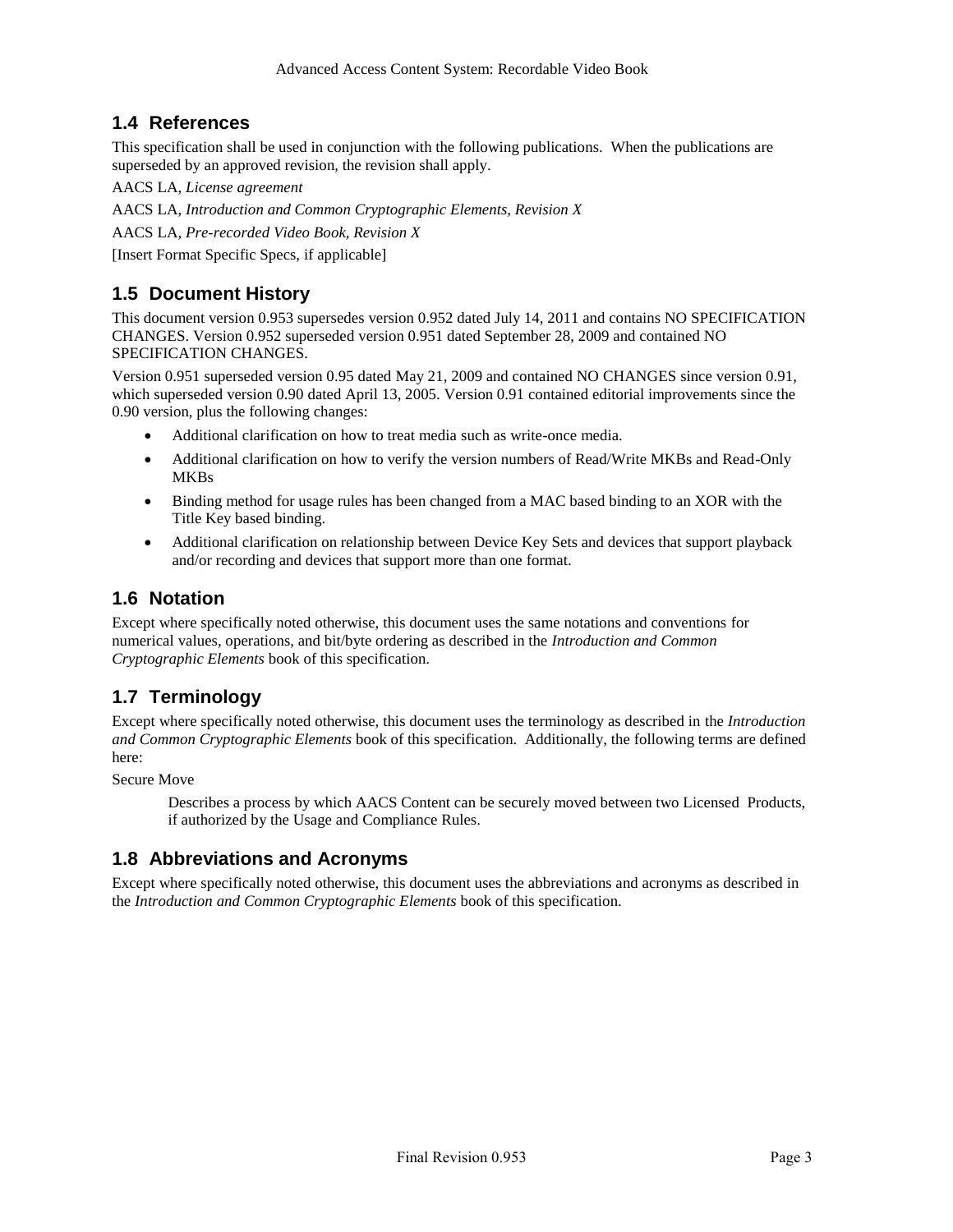## 1.4 References

This specification shall be used in conjunction with the following publications. When the publications are superseded by an approved revision, the revision shall apply.

AACS LA, *License agreement*

AACS LA, *Introduction and Common Cryptographic Elements, Revision X*

AACS LA, *Pre-recorded Video Book, Revision X*

[Insert Format Specific Specs, if applicable]

## 1.5 Document History

This document version 0.953 supersedes version 0.952 dated July 14, 2011 and contains NO SPECIFICATION CHANGES. Version 0.952 superseded version 0.951 dated September 28, 2009 and contained NO SPECIFICATION CHANGES.

Version 0.951 superseded version 0.95 dated May 21, 2009 and contained NO CHANGES since version 0.91, which superseded version 0.90 dated April 13, 2005. Version 0.91 contained editorial improvements since the 0.90 version, plus the following changes:

- Additional clarification on how to treat media such as write-once media.
- Additional clarification on how to verify the version numbers of Read/Write MKBs and Read-Only MKBs
- Binding method for usage rules has been changed from a MAC based binding to an XOR with the Title Key based binding.
- Additional clarification on relationship between Device Key Sets and devices that support playback and/or recording and devices that support more than one format.

## 1.6 Notation

Except where specifically noted otherwise, this document uses the same notations and conventions for numerical values, operations, and bit/byte ordering as described in the *Introduction and Common Cryptographic Elements* book of this specification.

## 1.7 Terminology

Except where specifically noted otherwise, this document uses the terminology as described in the *Introduction and Common Cryptographic Elements* book of this specification. Additionally, the following terms are defined here:

Secure Move

> Describes a process by which AACS Content can be securely moved between two Licensed Products, if authorized by the Usage and Compliance Rules.

## 1.8 Abbreviations and Acronyms

Except where specifically noted otherwise, this document uses the abbreviations and acronyms as described in the *Introduction and Common Cryptographic Elements* book of this specification.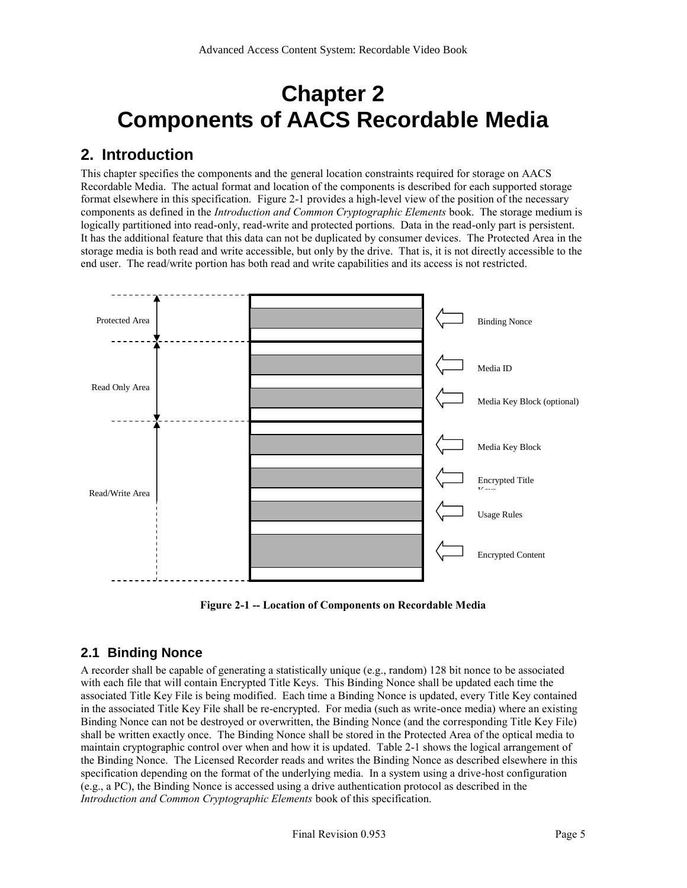# Chapter 2
# Components of AACS Recordable Media

## 2. Introduction

This chapter specifies the components and the general location constraints required for storage on AACS Recordable Media. The actual format and location of the components is described for each supported storage format elsewhere in this specification. Figure 2-1 provides a high-level view of the position of the necessary components as defined in the *Introduction and Common Cryptographic Elements* book. The storage medium is logically partitioned into read-only, read-write and protected portions. Data in the read-only part is persistent. It has the additional feature that this data can not be duplicated by consumer devices. The Protected Area in the storage media is both read and write accessible, but only by the drive. That is, it is not directly accessible to the end user. The read/write portion has both read and write capabilities and its access is not restricted.

| Area | Components |
|---|---|
| Protected Area | Binding Nonce |
| Read Only Area | Media ID |
| | Media Key Block (optional) |
| Read/Write Area | Media Key Block |
| | Encrypted Title Keys |
| | Usage Rules |
| | Encrypted Content |

**Figure 2-1 -- Location of Components on Recordable Media**

### 2.1 Binding Nonce

A recorder shall be capable of generating a statistically unique (e.g., random) 128 bit nonce to be associated with each file that will contain Encrypted Title Keys. This Binding Nonce shall be updated each time the associated Title Key File is being modified. Each time a Binding Nonce is updated, every Title Key contained in the associated Title Key File shall be re-encrypted. For media (such as write-once media) where an existing Binding Nonce can not be destroyed or overwritten, the Binding Nonce (and the corresponding Title Key File) shall be written exactly once. The Binding Nonce shall be stored in the Protected Area of the optical media to maintain cryptographic control over when and how it is updated. Table 2-1 shows the logical arrangement of the Binding Nonce. The Licensed Recorder reads and writes the Binding Nonce as described elsewhere in this specification depending on the format of the underlying media. In a system using a drive-host configuration (e.g., a PC), the Binding Nonce is accessed using a drive authentication protocol as described in the *Introduction and Common Cryptographic Elements* book of this specification.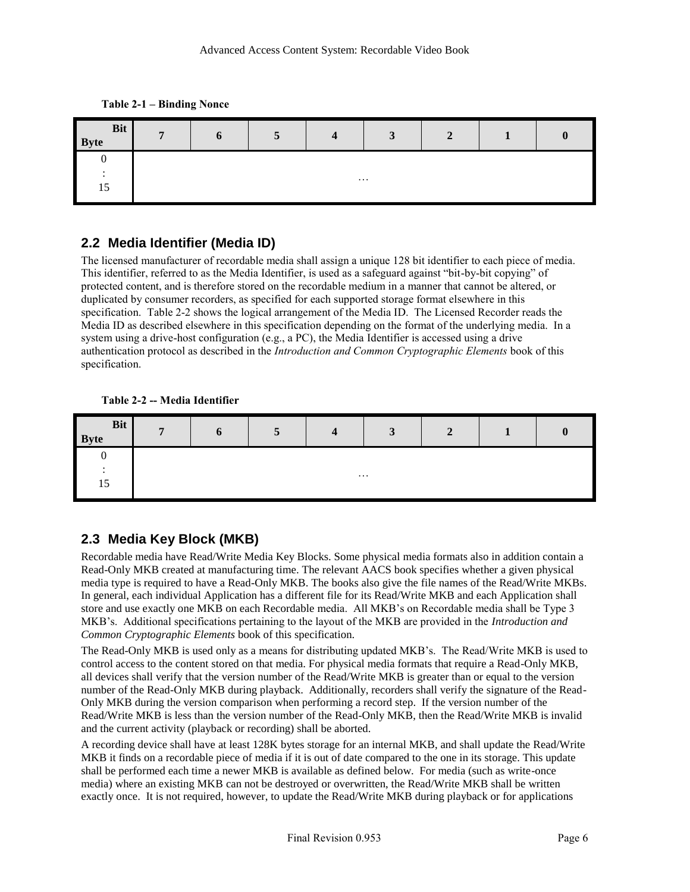**Table 2-1 – Binding Nonce**

| Bit / Byte | 7 | 6 | 5 | 4 | 3 | 2 | 1 | 0 |
|---|---|---|---|---|---|---|---|---|
| 0 : 15 | … | | | | | | | |

## 2.2 Media Identifier (Media ID)

The licensed manufacturer of recordable media shall assign a unique 128 bit identifier to each piece of media. This identifier, referred to as the Media Identifier, is used as a safeguard against "bit-by-bit copying" of protected content, and is therefore stored on the recordable medium in a manner that cannot be altered, or duplicated by consumer recorders, as specified for each supported storage format elsewhere in this specification. Table 2-2 shows the logical arrangement of the Media ID. The Licensed Recorder reads the Media ID as described elsewhere in this specification depending on the format of the underlying media. In a system using a drive-host configuration (e.g., a PC), the Media Identifier is accessed using a drive authentication protocol as described in the *Introduction and Common Cryptographic Elements* book of this specification.

**Table 2-2 -- Media Identifier**

| Bit / Byte | 7 | 6 | 5 | 4 | 3 | 2 | 1 | 0 |
|---|---|---|---|---|---|---|---|---|
| 0 : 15 | … | | | | | | | |

## 2.3 Media Key Block (MKB)

Recordable media have Read/Write Media Key Blocks. Some physical media formats also in addition contain a Read-Only MKB created at manufacturing time. The relevant AACS book specifies whether a given physical media type is required to have a Read-Only MKB. The books also give the file names of the Read/Write MKBs. In general, each individual Application has a different file for its Read/Write MKB and each Application shall store and use exactly one MKB on each Recordable media. All MKB's on Recordable media shall be Type 3 MKB's. Additional specifications pertaining to the layout of the MKB are provided in the *Introduction and Common Cryptographic Elements* book of this specification.

The Read-Only MKB is used only as a means for distributing updated MKB's. The Read/Write MKB is used to control access to the content stored on that media. For physical media formats that require a Read-Only MKB, all devices shall verify that the version number of the Read/Write MKB is greater than or equal to the version number of the Read-Only MKB during playback. Additionally, recorders shall verify the signature of the Read-Only MKB during the version comparison when performing a record step. If the version number of the Read/Write MKB is less than the version number of the Read-Only MKB, then the Read/Write MKB is invalid and the current activity (playback or recording) shall be aborted.

A recording device shall have at least 128K bytes storage for an internal MKB, and shall update the Read/Write MKB it finds on a recordable piece of media if it is out of date compared to the one in its storage. This update shall be performed each time a newer MKB is available as defined below. For media (such as write-once media) where an existing MKB can not be destroyed or overwritten, the Read/Write MKB shall be written exactly once. It is not required, however, to update the Read/Write MKB during playback or for applications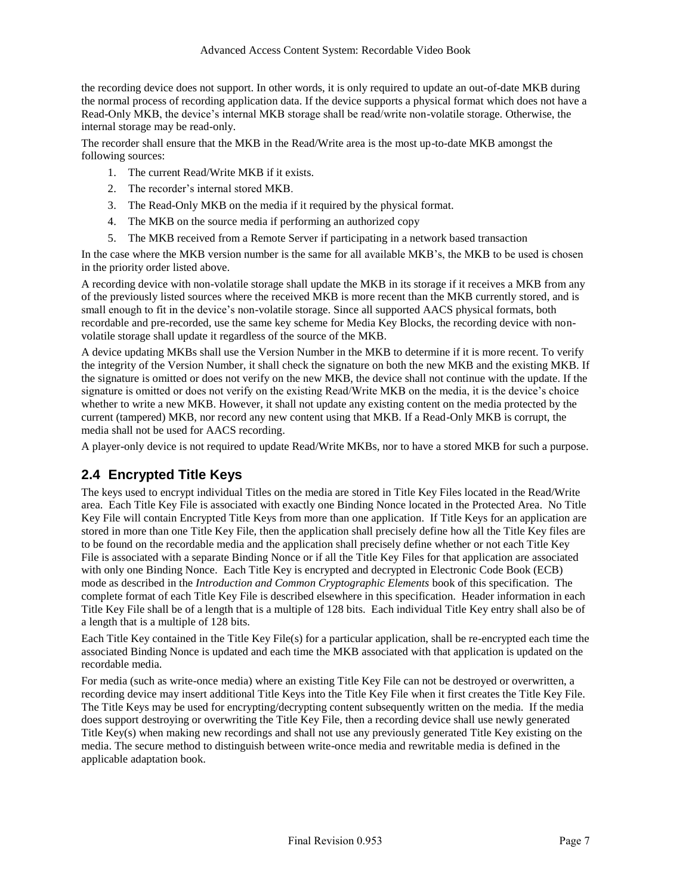the recording device does not support. In other words, it is only required to update an out-of-date MKB during the normal process of recording application data. If the device supports a physical format which does not have a Read-Only MKB, the device's internal MKB storage shall be read/write non-volatile storage. Otherwise, the internal storage may be read-only.

The recorder shall ensure that the MKB in the Read/Write area is the most up-to-date MKB amongst the following sources:

1. The current Read/Write MKB if it exists.
2. The recorder's internal stored MKB.
3. The Read-Only MKB on the media if it required by the physical format.
4. The MKB on the source media if performing an authorized copy
5. The MKB received from a Remote Server if participating in a network based transaction

In the case where the MKB version number is the same for all available MKB's, the MKB to be used is chosen in the priority order listed above.

A recording device with non-volatile storage shall update the MKB in its storage if it receives a MKB from any of the previously listed sources where the received MKB is more recent than the MKB currently stored, and is small enough to fit in the device's non-volatile storage. Since all supported AACS physical formats, both recordable and pre-recorded, use the same key scheme for Media Key Blocks, the recording device with non-volatile storage shall update it regardless of the source of the MKB.

A device updating MKBs shall use the Version Number in the MKB to determine if it is more recent. To verify the integrity of the Version Number, it shall check the signature on both the new MKB and the existing MKB. If the signature is omitted or does not verify on the new MKB, the device shall not continue with the update. If the signature is omitted or does not verify on the existing Read/Write MKB on the media, it is the device's choice whether to write a new MKB. However, it shall not update any existing content on the media protected by the current (tampered) MKB, nor record any new content using that MKB. If a Read-Only MKB is corrupt, the media shall not be used for AACS recording.

A player-only device is not required to update Read/Write MKBs, nor to have a stored MKB for such a purpose.

## 2.4 Encrypted Title Keys

The keys used to encrypt individual Titles on the media are stored in Title Key Files located in the Read/Write area. Each Title Key File is associated with exactly one Binding Nonce located in the Protected Area. No Title Key File will contain Encrypted Title Keys from more than one application. If Title Keys for an application are stored in more than one Title Key File, then the application shall precisely define how all the Title Key files are to be found on the recordable media and the application shall precisely define whether or not each Title Key File is associated with a separate Binding Nonce or if all the Title Key Files for that application are associated with only one Binding Nonce. Each Title Key is encrypted and decrypted in Electronic Code Book (ECB) mode as described in the *Introduction and Common Cryptographic Elements* book of this specification. The complete format of each Title Key File is described elsewhere in this specification. Header information in each Title Key File shall be of a length that is a multiple of 128 bits. Each individual Title Key entry shall also be of a length that is a multiple of 128 bits.

Each Title Key contained in the Title Key File(s) for a particular application, shall be re-encrypted each time the associated Binding Nonce is updated and each time the MKB associated with that application is updated on the recordable media.

For media (such as write-once media) where an existing Title Key File can not be destroyed or overwritten, a recording device may insert additional Title Keys into the Title Key File when it first creates the Title Key File. The Title Keys may be used for encrypting/decrypting content subsequently written on the media. If the media does support destroying or overwriting the Title Key File, then a recording device shall use newly generated Title Key(s) when making new recordings and shall not use any previously generated Title Key existing on the media. The secure method to distinguish between write-once media and rewritable media is defined in the applicable adaptation book.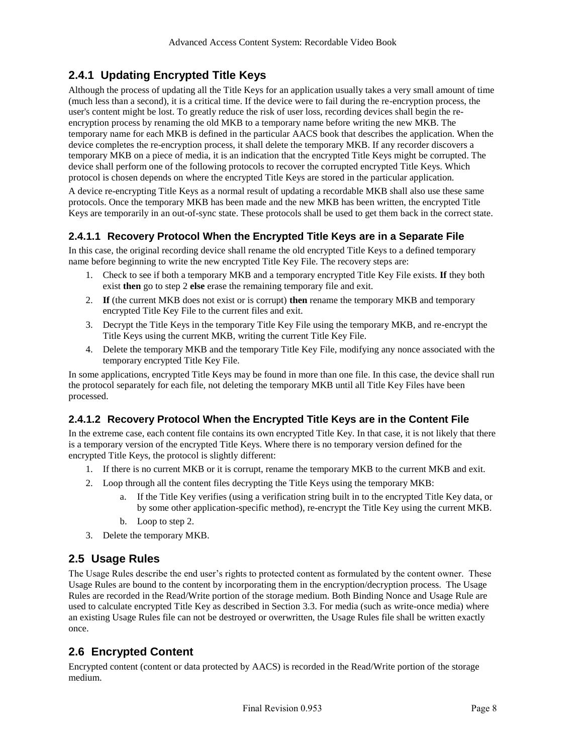### 2.4.1 Updating Encrypted Title Keys

Although the process of updating all the Title Keys for an application usually takes a very small amount of time (much less than a second), it is a critical time. If the device were to fail during the re-encryption process, the user's content might be lost. To greatly reduce the risk of user loss, recording devices shall begin the re-encryption process by renaming the old MKB to a temporary name before writing the new MKB. The temporary name for each MKB is defined in the particular AACS book that describes the application. When the device completes the re-encryption process, it shall delete the temporary MKB. If any recorder discovers a temporary MKB on a piece of media, it is an indication that the encrypted Title Keys might be corrupted. The device shall perform one of the following protocols to recover the corrupted encrypted Title Keys. Which protocol is chosen depends on where the encrypted Title Keys are stored in the particular application.

A device re-encrypting Title Keys as a normal result of updating a recordable MKB shall also use these same protocols. Once the temporary MKB has been made and the new MKB has been written, the encrypted Title Keys are temporarily in an out-of-sync state. These protocols shall be used to get them back in the correct state.

#### 2.4.1.1 Recovery Protocol When the Encrypted Title Keys are in a Separate File

In this case, the original recording device shall rename the old encrypted Title Keys to a defined temporary name before beginning to write the new encrypted Title Key File. The recovery steps are:

1. Check to see if both a temporary MKB and a temporary encrypted Title Key File exists. **If** they both exist **then** go to step 2 **else** erase the remaining temporary file and exit.
2. **If** (the current MKB does not exist or is corrupt) **then** rename the temporary MKB and temporary encrypted Title Key File to the current files and exit.
3. Decrypt the Title Keys in the temporary Title Key File using the temporary MKB, and re-encrypt the Title Keys using the current MKB, writing the current Title Key File.
4. Delete the temporary MKB and the temporary Title Key File, modifying any nonce associated with the temporary encrypted Title Key File.

In some applications, encrypted Title Keys may be found in more than one file. In this case, the device shall run the protocol separately for each file, not deleting the temporary MKB until all Title Key Files have been processed.

#### 2.4.1.2 Recovery Protocol When the Encrypted Title Keys are in the Content File

In the extreme case, each content file contains its own encrypted Title Key. In that case, it is not likely that there is a temporary version of the encrypted Title Keys. Where there is no temporary version defined for the encrypted Title Keys, the protocol is slightly different:

1. If there is no current MKB or it is corrupt, rename the temporary MKB to the current MKB and exit.
2. Loop through all the content files decrypting the Title Keys using the temporary MKB:
   a. If the Title Key verifies (using a verification string built in to the encrypted Title Key data, or by some other application-specific method), re-encrypt the Title Key using the current MKB.
   b. Loop to step 2.
3. Delete the temporary MKB.

## 2.5 Usage Rules

The Usage Rules describe the end user's rights to protected content as formulated by the content owner. These Usage Rules are bound to the content by incorporating them in the encryption/decryption process. The Usage Rules are recorded in the Read/Write portion of the storage medium. Both Binding Nonce and Usage Rule are used to calculate encrypted Title Key as described in Section 3.3. For media (such as write-once media) where an existing Usage Rules file can not be destroyed or overwritten, the Usage Rules file shall be written exactly once.

## 2.6 Encrypted Content

Encrypted content (content or data protected by AACS) is recorded in the Read/Write portion of the storage medium.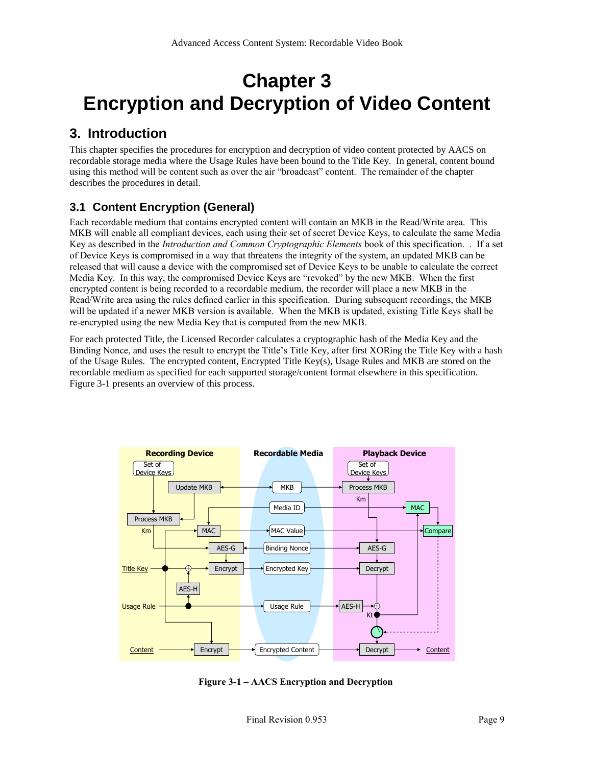# Chapter 3
# Encryption and Decryption of Video Content

## 3. Introduction

This chapter specifies the procedures for encryption and decryption of video content protected by AACS on recordable storage media where the Usage Rules have been bound to the Title Key. In general, content bound using this method will be content such as over the air "broadcast" content. The remainder of the chapter describes the procedures in detail.

## 3.1 Content Encryption (General)

Each recordable medium that contains encrypted content will contain an MKB in the Read/Write area. This MKB will enable all compliant devices, each using their set of secret Device Keys, to calculate the same Media Key as described in the *Introduction and Common Cryptographic Elements* book of this specification. . If a set of Device Keys is compromised in a way that threatens the integrity of the system, an updated MKB can be released that will cause a device with the compromised set of Device Keys to be unable to calculate the correct Media Key. In this way, the compromised Device Keys are "revoked" by the new MKB. When the first encrypted content is being recorded to a recordable medium, the recorder will place a new MKB in the Read/Write area using the rules defined earlier in this specification. During subsequent recordings, the MKB will be updated if a newer MKB version is available. When the MKB is updated, existing Title Keys shall be re-encrypted using the new Media Key that is computed from the new MKB.

For each protected Title, the Licensed Recorder calculates a cryptographic hash of the Media Key and the Binding Nonce, and uses the result to encrypt the Title's Title Key, after first XORing the Title Key with a hash of the Usage Rules. The encrypted content, Encrypted Title Key(s), Usage Rules and MKB are stored on the recordable medium as specified for each supported storage/content format elsewhere in this specification. Figure 3-1 presents an overview of this process.

**Figure 3-1 – AACS Encryption and Decryption**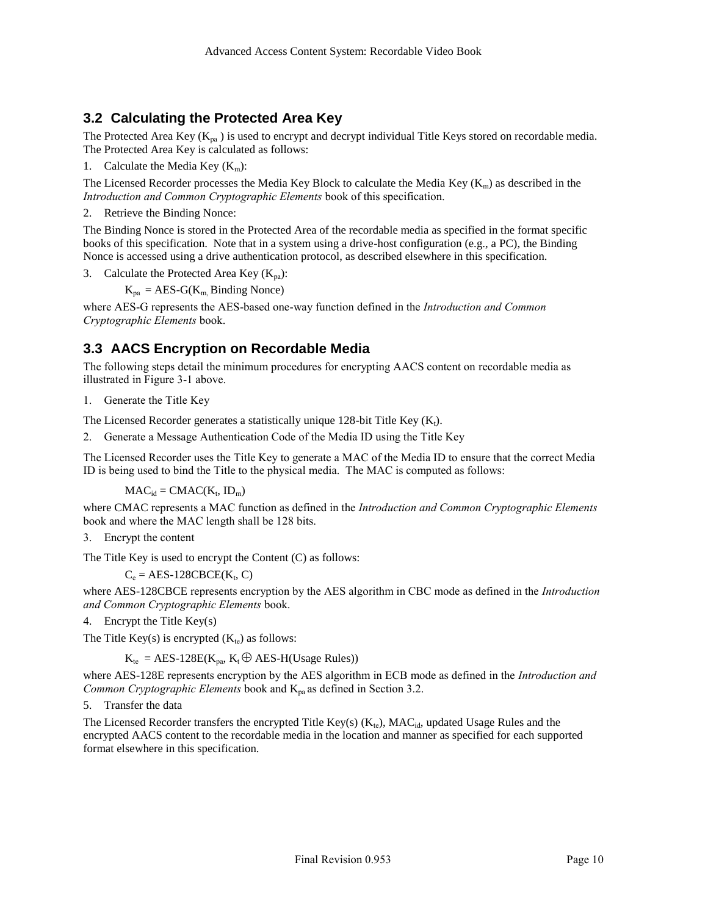## 3.2 Calculating the Protected Area Key

The Protected Area Key ($K_{pa}$) is used to encrypt and decrypt individual Title Keys stored on recordable media. The Protected Area Key is calculated as follows:

1. Calculate the Media Key ($K_m$):

The Licensed Recorder processes the Media Key Block to calculate the Media Key ($K_m$) as described in the *Introduction and Common Cryptographic Elements* book of this specification.

2. Retrieve the Binding Nonce:

The Binding Nonce is stored in the Protected Area of the recordable media as specified in the format specific books of this specification. Note that in a system using a drive-host configuration (e.g., a PC), the Binding Nonce is accessed using a drive authentication protocol, as described elsewhere in this specification.

3. Calculate the Protected Area Key ($K_{pa}$):

$$K_{pa} = \text{AES-G}(K_m, \text{Binding Nonce})$$

where AES-G represents the AES-based one-way function defined in the *Introduction and Common Cryptographic Elements* book.

## 3.3 AACS Encryption on Recordable Media

The following steps detail the minimum procedures for encrypting AACS content on recordable media as illustrated in Figure 3-1 above.

1. Generate the Title Key

The Licensed Recorder generates a statistically unique 128-bit Title Key ($K_t$).

2. Generate a Message Authentication Code of the Media ID using the Title Key

The Licensed Recorder uses the Title Key to generate a MAC of the Media ID to ensure that the correct Media ID is being used to bind the Title to the physical media. The MAC is computed as follows:

$$MAC_{id} = \text{CMAC}(K_t, ID_m)$$

where CMAC represents a MAC function as defined in the *Introduction and Common Cryptographic Elements* book and where the MAC length shall be 128 bits.

3. Encrypt the content

The Title Key is used to encrypt the Content (C) as follows:

$$C_e = \text{AES-128CBCE}(K_t, C)$$

where AES-128CBCE represents encryption by the AES algorithm in CBC mode as defined in the *Introduction and Common Cryptographic Elements* book.

4. Encrypt the Title Key(s)

The Title Key(s) is encrypted ($K_{te}$) as follows:

$$K_{te} = \text{AES-128E}(K_{pa}, K_t \oplus \text{AES-H}(\text{Usage Rules}))$$

where AES-128E represents encryption by the AES algorithm in ECB mode as defined in the *Introduction and Common Cryptographic Elements* book and $K_{pa}$ as defined in Section 3.2.

5. Transfer the data

The Licensed Recorder transfers the encrypted Title Key(s) ($K_{te}$), $MAC_{id}$, updated Usage Rules and the encrypted AACS content to the recordable media in the location and manner as specified for each supported format elsewhere in this specification.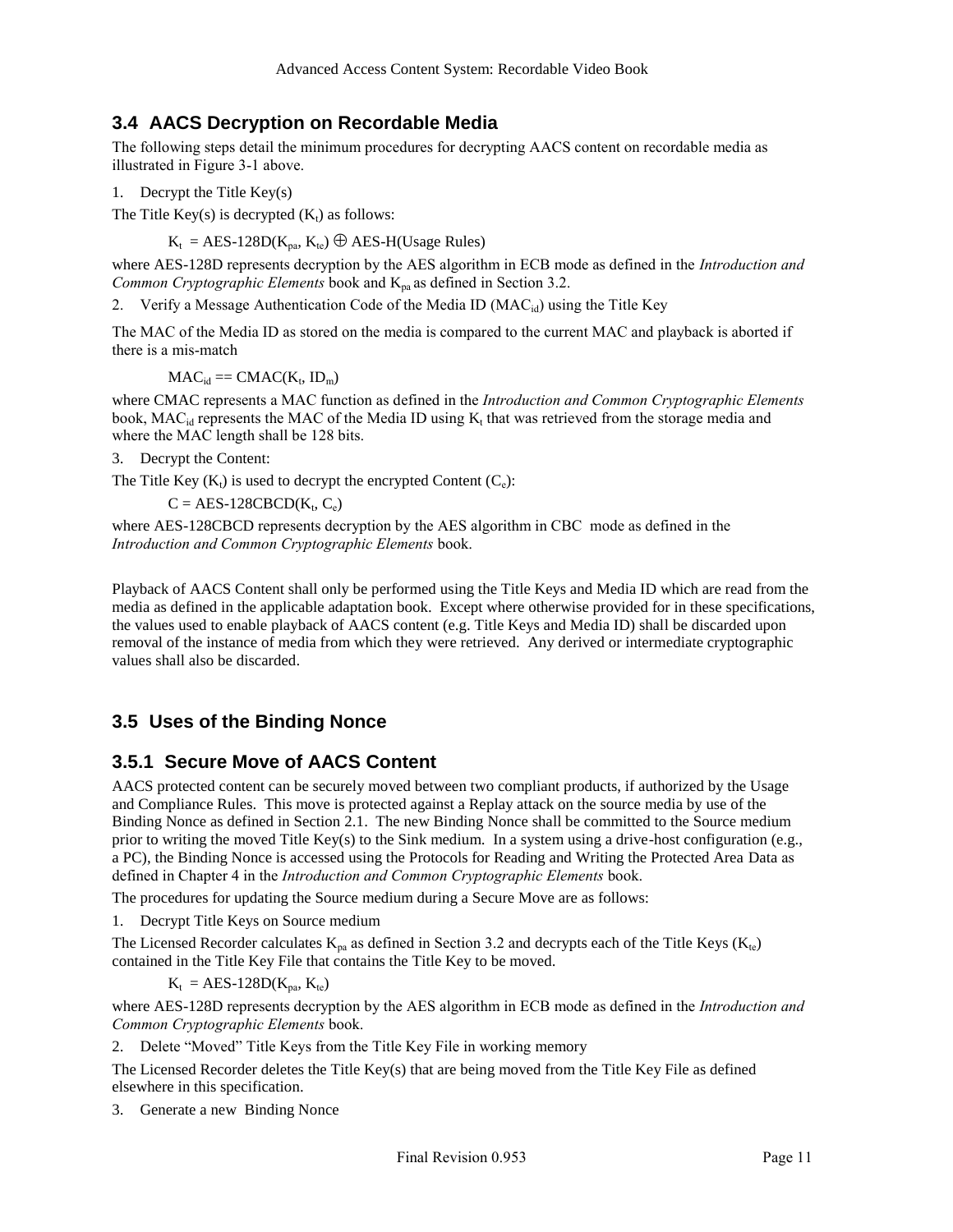## 3.4 AACS Decryption on Recordable Media

The following steps detail the minimum procedures for decrypting AACS content on recordable media as illustrated in Figure 3-1 above.

1. Decrypt the Title Key(s)

The Title Key(s) is decrypted ($K_t$) as follows:

$$K_t = \text{AES-128D}(K_{pa}, K_{te}) \oplus \text{AES-H(Usage Rules)}$$

where AES-128D represents decryption by the AES algorithm in ECB mode as defined in the *Introduction and Common Cryptographic Elements* book and $K_{pa}$ as defined in Section 3.2.

2. Verify a Message Authentication Code of the Media ID ($MAC_{id}$) using the Title Key

The MAC of the Media ID as stored on the media is compared to the current MAC and playback is aborted if there is a mis-match

$$MAC_{id} == \text{CMAC}(K_t, ID_m)$$

where CMAC represents a MAC function as defined in the *Introduction and Common Cryptographic Elements* book, $MAC_{id}$ represents the MAC of the Media ID using $K_t$ that was retrieved from the storage media and where the MAC length shall be 128 bits.

3. Decrypt the Content:

The Title Key ($K_t$) is used to decrypt the encrypted Content ($C_e$):

$$C = \text{AES-128CBCD}(K_t, C_e)$$

where AES-128CBCD represents decryption by the AES algorithm in CBC mode as defined in the *Introduction and Common Cryptographic Elements* book.

Playback of AACS Content shall only be performed using the Title Keys and Media ID which are read from the media as defined in the applicable adaptation book. Except where otherwise provided for in these specifications, the values used to enable playback of AACS content (e.g. Title Keys and Media ID) shall be discarded upon removal of the instance of media from which they were retrieved. Any derived or intermediate cryptographic values shall also be discarded.

## 3.5 Uses of the Binding Nonce

### 3.5.1 Secure Move of AACS Content

AACS protected content can be securely moved between two compliant products, if authorized by the Usage and Compliance Rules. This move is protected against a Replay attack on the source media by use of the Binding Nonce as defined in Section 2.1. The new Binding Nonce shall be committed to the Source medium prior to writing the moved Title Key(s) to the Sink medium. In a system using a drive-host configuration (e.g., a PC), the Binding Nonce is accessed using the Protocols for Reading and Writing the Protected Area Data as defined in Chapter 4 in the *Introduction and Common Cryptographic Elements* book.

The procedures for updating the Source medium during a Secure Move are as follows:

1. Decrypt Title Keys on Source medium

The Licensed Recorder calculates $K_{pa}$ as defined in Section 3.2 and decrypts each of the Title Keys ($K_{te}$) contained in the Title Key File that contains the Title Key to be moved.

$$K_t = \text{AES-128D}(K_{pa}, K_{te})$$

where AES-128D represents decryption by the AES algorithm in ECB mode as defined in the *Introduction and Common Cryptographic Elements* book.

2. Delete "Moved" Title Keys from the Title Key File in working memory

The Licensed Recorder deletes the Title Key(s) that are being moved from the Title Key File as defined elsewhere in this specification.

3. Generate a new Binding Nonce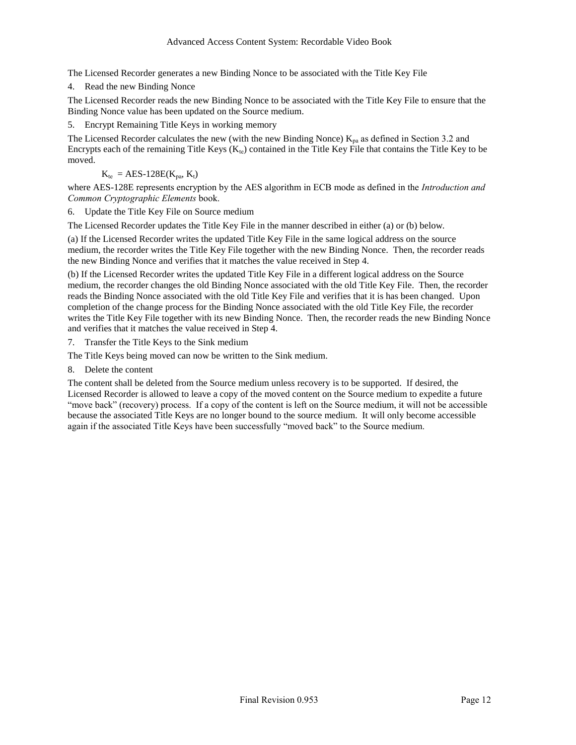The Licensed Recorder generates a new Binding Nonce to be associated with the Title Key File

4. Read the new Binding Nonce

The Licensed Recorder reads the new Binding Nonce to be associated with the Title Key File to ensure that the Binding Nonce value has been updated on the Source medium.

5. Encrypt Remaining Title Keys in working memory

The Licensed Recorder calculates the new (with the new Binding Nonce) $K_{pa}$ as defined in Section 3.2 and Encrypts each of the remaining Title Keys ($K_{te}$) contained in the Title Key File that contains the Title Key to be moved.

$$K_{te} = \text{AES-128E}(K_{pa}, K_t)$$

where AES-128E represents encryption by the AES algorithm in ECB mode as defined in the *Introduction and Common Cryptographic Elements* book.

6. Update the Title Key File on Source medium

The Licensed Recorder updates the Title Key File in the manner described in either (a) or (b) below.

(a) If the Licensed Recorder writes the updated Title Key File in the same logical address on the source medium, the recorder writes the Title Key File together with the new Binding Nonce. Then, the recorder reads the new Binding Nonce and verifies that it matches the value received in Step 4.

(b) If the Licensed Recorder writes the updated Title Key File in a different logical address on the Source medium, the recorder changes the old Binding Nonce associated with the old Title Key File. Then, the recorder reads the Binding Nonce associated with the old Title Key File and verifies that it is has been changed. Upon completion of the change process for the Binding Nonce associated with the old Title Key File, the recorder writes the Title Key File together with its new Binding Nonce. Then, the recorder reads the new Binding Nonce and verifies that it matches the value received in Step 4.

7. Transfer the Title Keys to the Sink medium

The Title Keys being moved can now be written to the Sink medium.

8. Delete the content

The content shall be deleted from the Source medium unless recovery is to be supported. If desired, the Licensed Recorder is allowed to leave a copy of the moved content on the Source medium to expedite a future "move back" (recovery) process. If a copy of the content is left on the Source medium, it will not be accessible because the associated Title Keys are no longer bound to the source medium. It will only become accessible again if the associated Title Keys have been successfully "moved back" to the Source medium.